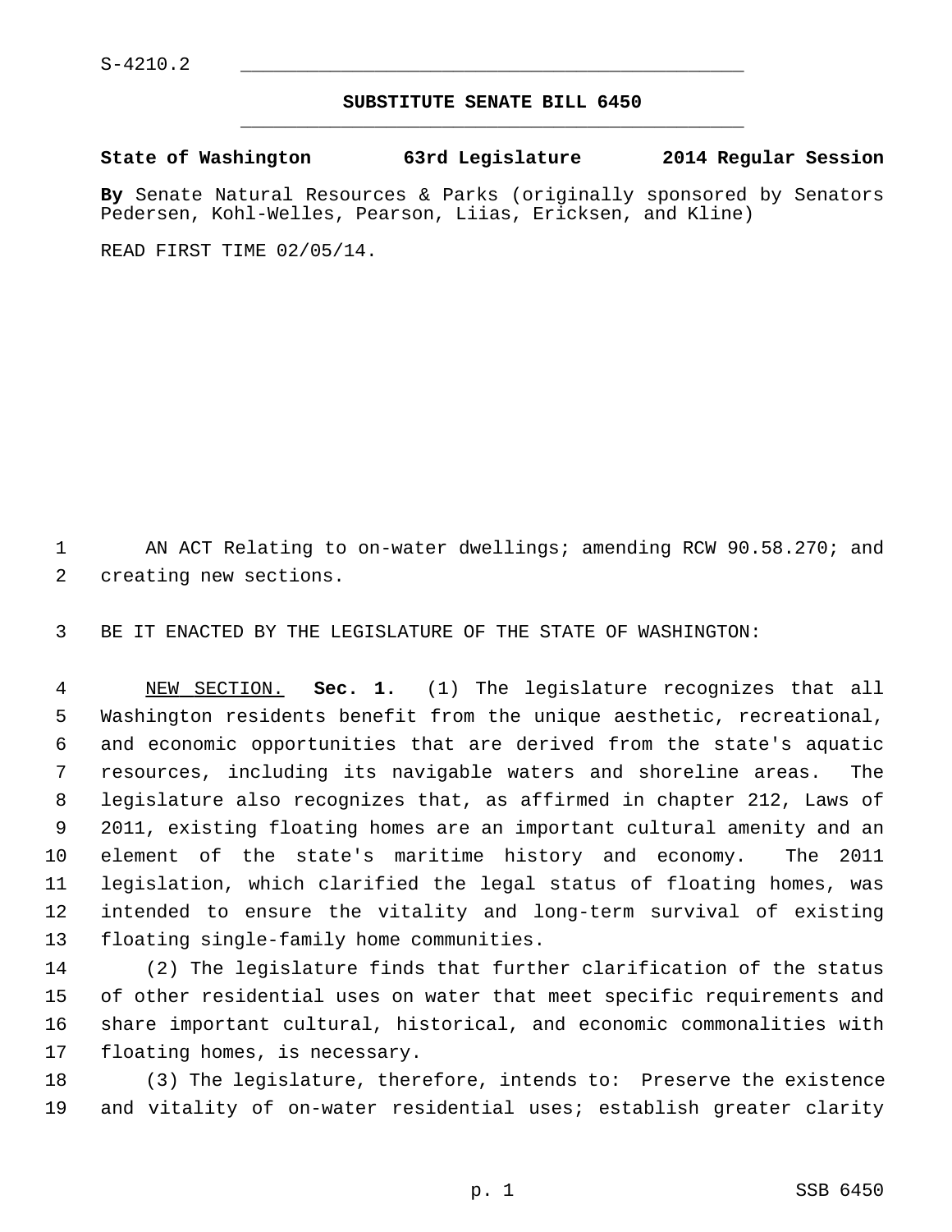S-4210.2

## SUBSTITUTE SENATE BILL 6450

**State of Washington 63rd Legislature 2014 Regular Session**

**By** Senate Natural Resources & Parks (originally sponsored by Senators Pedersen, Kohl-Welles, Pearson, Liias, Ericksen, and Kline)

READ FIRST TIME 02/05/14.

AN ACT Relating to on-water dwellings; amending RCW 90.58.270; and creating new sections.

BE IT ENACTED BY THE LEGISLATURE OF THE STATE OF WASHINGTON:

NEW SECTION. **Sec. 1.** (1) The legislature recognizes that all Washington residents benefit from the unique aesthetic, recreational, and economic opportunities that are derived from the state's aquatic resources, including its navigable waters and shoreline areas. The legislature also recognizes that, as affirmed in chapter 212, Laws of 2011, existing floating homes are an important cultural amenity and an element of the state's maritime history and economy. The 2011 legislation, which clarified the legal status of floating homes, was intended to ensure the vitality and long-term survival of existing floating single-family home communities.

(2) The legislature finds that further clarification of the status of other residential uses on water that meet specific requirements and share important cultural, historical, and economic commonalities with floating homes, is necessary.

(3) The legislature, therefore, intends to: Preserve the existence and vitality of on-water residential uses; establish greater clarity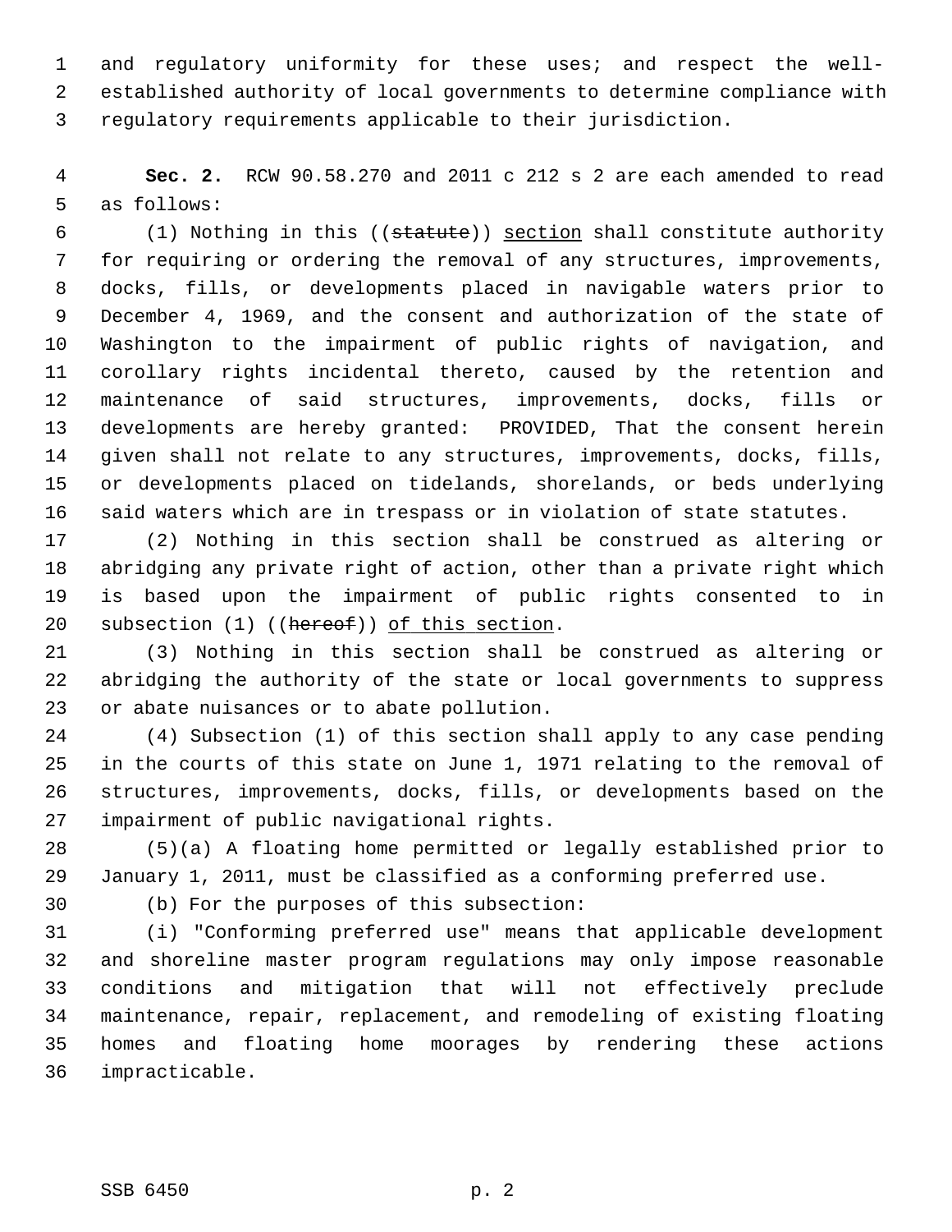and regulatory uniformity for these uses; and respect the well-established authority of local governments to determine compliance with regulatory requirements applicable to their jurisdiction.

**Sec. 2.** RCW 90.58.270 and 2011 c 212 s 2 are each amended to read as follows:

(1) Nothing in this ((~~statute~~)) <u>section</u> shall constitute authority for requiring or ordering the removal of any structures, improvements, docks, fills, or developments placed in navigable waters prior to December 4, 1969, and the consent and authorization of the state of Washington to the impairment of public rights of navigation, and corollary rights incidental thereto, caused by the retention and maintenance of said structures, improvements, docks, fills or developments are hereby granted: PROVIDED, That the consent herein given shall not relate to any structures, improvements, docks, fills, or developments placed on tidelands, shorelands, or beds underlying said waters which are in trespass or in violation of state statutes.

(2) Nothing in this section shall be construed as altering or abridging any private right of action, other than a private right which is based upon the impairment of public rights consented to in subsection (1) ((~~hereof~~)) <u>of this section</u>.

(3) Nothing in this section shall be construed as altering or abridging the authority of the state or local governments to suppress or abate nuisances or to abate pollution.

(4) Subsection (1) of this section shall apply to any case pending in the courts of this state on June 1, 1971 relating to the removal of structures, improvements, docks, fills, or developments based on the impairment of public navigational rights.

(5)(a) A floating home permitted or legally established prior to January 1, 2011, must be classified as a conforming preferred use.

(b) For the purposes of this subsection:

(i) "Conforming preferred use" means that applicable development and shoreline master program regulations may only impose reasonable conditions and mitigation that will not effectively preclude maintenance, repair, replacement, and remodeling of existing floating homes and floating home moorages by rendering these actions impracticable.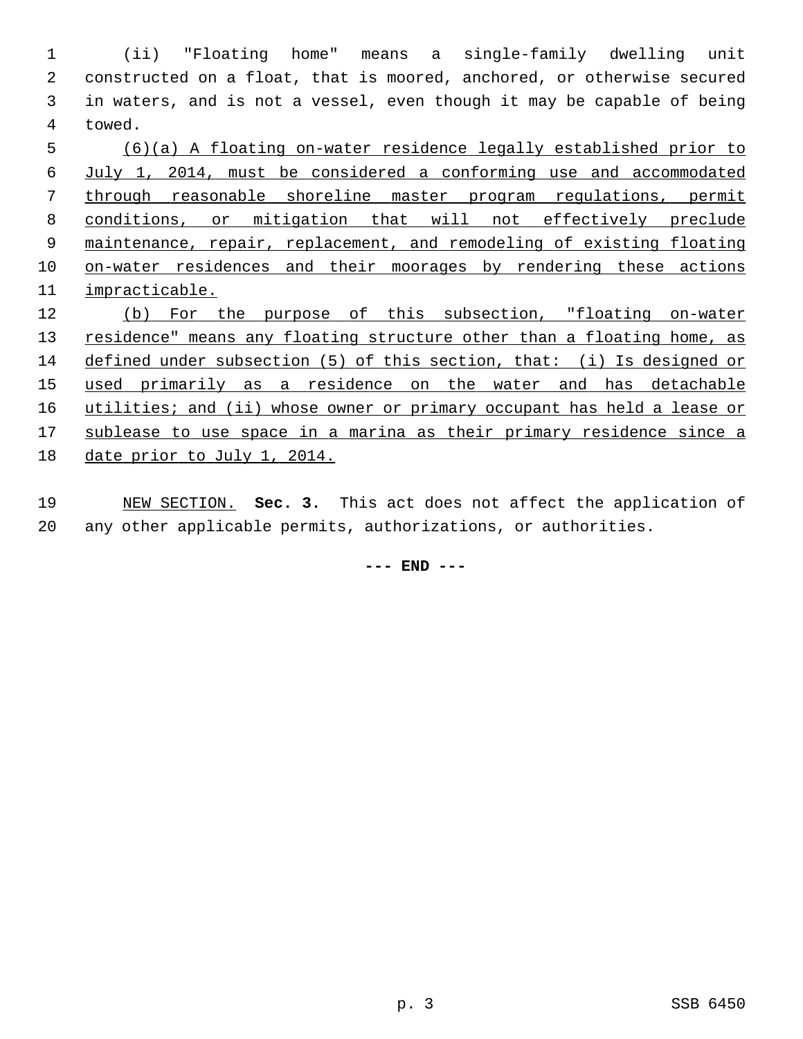(ii) "Floating home" means a single-family dwelling unit constructed on a float, that is moored, anchored, or otherwise secured in waters, and is not a vessel, even though it may be capable of being towed.

(6)(a) A floating on-water residence legally established prior to July 1, 2014, must be considered a conforming use and accommodated through reasonable shoreline master program regulations, permit conditions, or mitigation that will not effectively preclude maintenance, repair, replacement, and remodeling of existing floating on-water residences and their moorages by rendering these actions impracticable.

(b) For the purpose of this subsection, "floating on-water residence" means any floating structure other than a floating home, as defined under subsection (5) of this section, that: (i) Is designed or used primarily as a residence on the water and has detachable utilities; and (ii) whose owner or primary occupant has held a lease or sublease to use space in a marina as their primary residence since a date prior to July 1, 2014.

NEW SECTION. **Sec. 3.** This act does not affect the application of any other applicable permits, authorizations, or authorities.

**--- END ---**